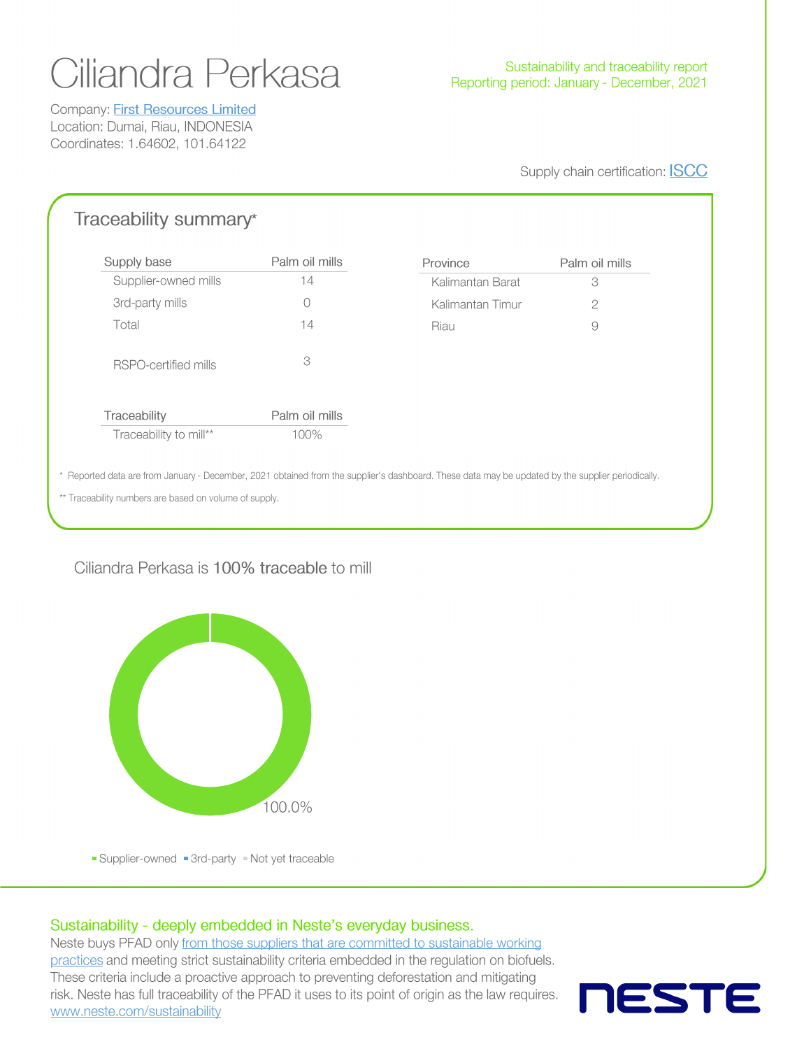# Ciliandra Perkasa

Sustainability and traceability report
Reporting period: January - December, 2021

Company: [First Resources Limited]
Location: Dumai, Riau, INDONESIA
Coordinates: 1.64602, 101.64122

Supply chain certification: ISCC

## Traceability summary*

| Supply base | Palm oil mills |
|---|---|
| Supplier-owned mills | 14 |
| 3rd-party mills | 0 |
| Total | 14 |
| RSPO-certified mills | 3 |

| Province | Palm oil mills |
|---|---|
| Kalimantan Barat | 3 |
| Kalimantan Timur | 2 |
| Riau | 9 |

| Traceability | Palm oil mills |
|---|---|
| Traceability to mill** | 100% |

\* Reported data are from January - December, 2021 obtained from the supplier's dashboard. These data may be updated by the supplier periodically.

** Traceability numbers are based on volume of supply.

Ciliandra Perkasa is **100% traceable** to mill

100.0%

Supplier-owned · 3rd-party · Not yet traceable

## Sustainability - deeply embedded in Neste's everyday business.

Neste buys PFAD only from those suppliers that are committed to sustainable working practices and meeting strict sustainability criteria embedded in the regulation on biofuels. These criteria include a proactive approach to preventing deforestation and mitigating risk. Neste has full traceability of the PFAD it uses to its point of origin as the law requires. www.neste.com/sustainability

NESTE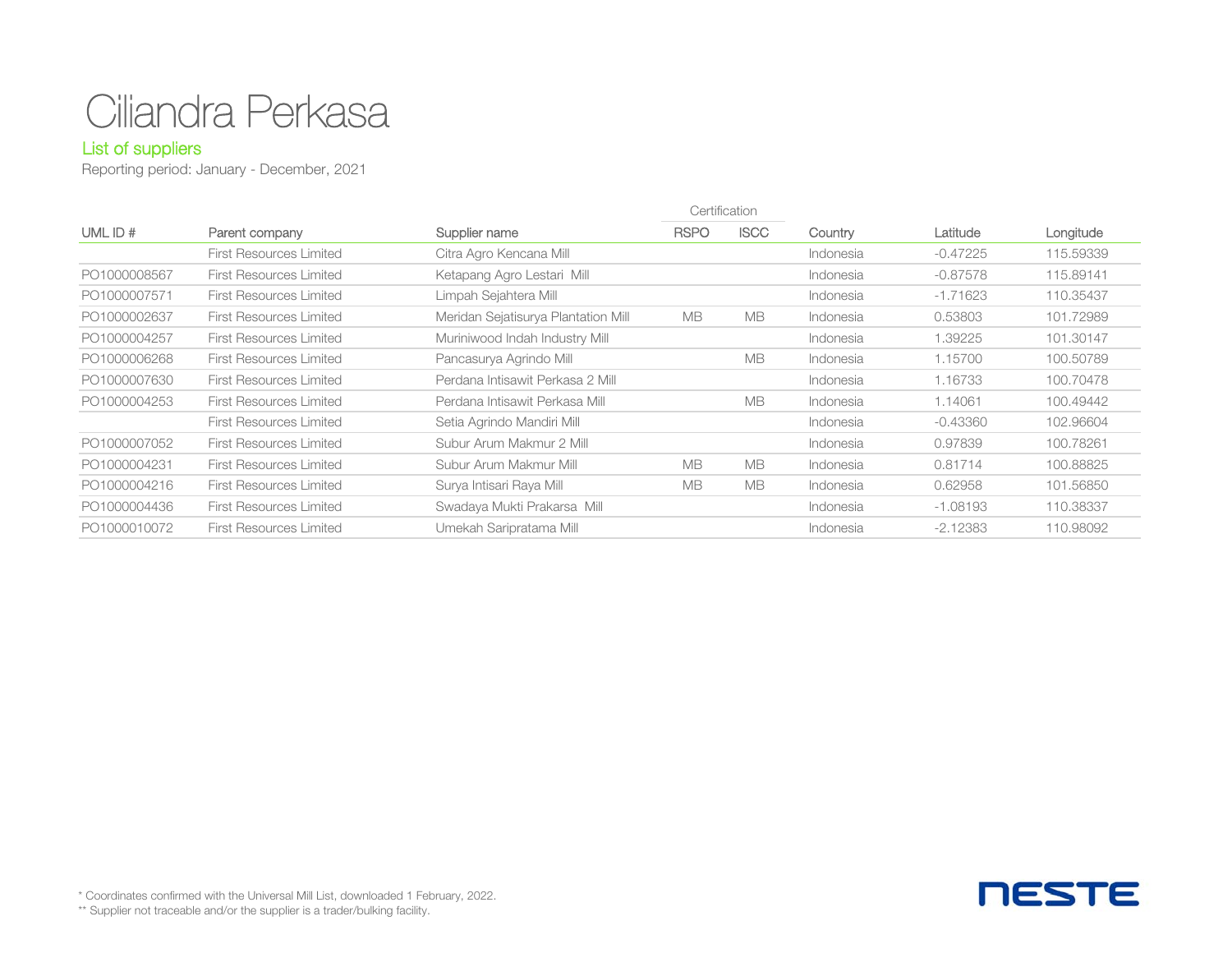# Ciliandra Perkasa

## List of suppliers

Reporting period: January - December, 2021

| UML ID # | Parent company | Supplier name | Certification | | Country | Latitude | Longitude |
|---|---|---|---|---|---|---|---|
| | | | RSPO | ISCC | | | |
| | First Resources Limited | Citra Agro Kencana Mill | | | Indonesia | -0.47225 | 115.59339 |
| PO1000008567 | First Resources Limited | Ketapang Agro Lestari Mill | | | Indonesia | -0.87578 | 115.89141 |
| PO1000007571 | First Resources Limited | Limpah Sejahtera Mill | | | Indonesia | -1.71623 | 110.35437 |
| PO1000002637 | First Resources Limited | Meridan Sejatisurya Plantation Mill | MB | MB | Indonesia | 0.53803 | 101.72989 |
| PO1000004257 | First Resources Limited | Muriniwood Indah Industry Mill | | | Indonesia | 1.39225 | 101.30147 |
| PO1000006268 | First Resources Limited | Pancasurya Agrindo Mill | | MB | Indonesia | 1.15700 | 100.50789 |
| PO1000007630 | First Resources Limited | Perdana Intisawit Perkasa 2 Mill | | | Indonesia | 1.16733 | 100.70478 |
| PO1000004253 | First Resources Limited | Perdana Intisawit Perkasa Mill | | MB | Indonesia | 1.14061 | 100.49442 |
| | First Resources Limited | Setia Agrindo Mandiri Mill | | | Indonesia | -0.43360 | 102.96604 |
| PO1000007052 | First Resources Limited | Subur Arum Makmur 2 Mill | | | Indonesia | 0.97839 | 100.78261 |
| PO1000004231 | First Resources Limited | Subur Arum Makmur Mill | MB | MB | Indonesia | 0.81714 | 100.88825 |
| PO1000004216 | First Resources Limited | Surya Intisari Raya Mill | MB | MB | Indonesia | 0.62958 | 101.56850 |
| PO1000004436 | First Resources Limited | Swadaya Mukti Prakarsa Mill | | | Indonesia | -1.08193 | 110.38337 |
| PO1000010072 | First Resources Limited | Umekah Saripratama Mill | | | Indonesia | -2.12383 | 110.98092 |

* Coordinates confirmed with the Universal Mill List, downloaded 1 February, 2022.
** Supplier not traceable and/or the supplier is a trader/bulking facility.

NESTE